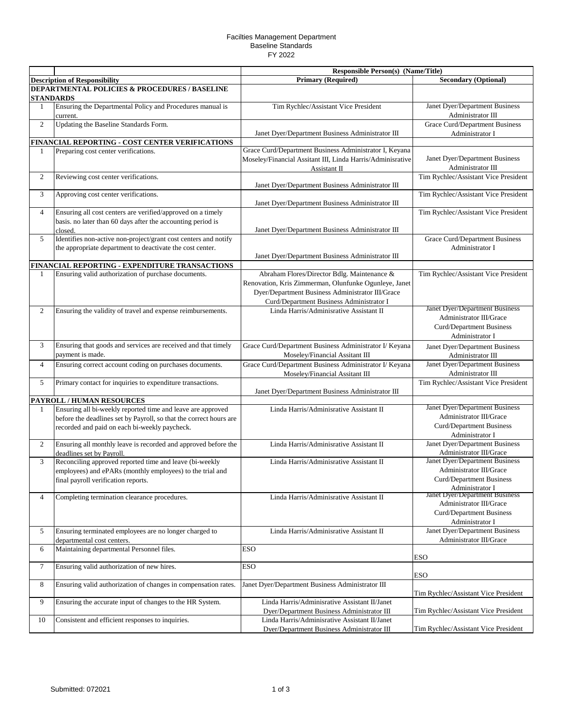Facilties Management Department
Baseline Standards
FY 2022

| | | Responsible Person(s) (Name/Title) | |
|---|---|---|---|
| | **Description of Responsibility** | **Primary (Required)** | **Secondary (Optional)** |
| **DEPARTMENTAL POLICIES & PROCEDURES / BASELINE STANDARDS** | | | |
| 1 | Ensuring the Departmental Policy and Procedures manual is current. | Tim Rychlec/Assistant Vice President | Janet Dyer/Department Business Administrator III |
| 2 | Updating the Baseline Standards Form. | Janet Dyer/Department Business Administrator III | Grace Curd/Department Business Administrator I |
| **FINANCIAL REPORTING - COST CENTER VERIFICATIONS** | | | |
| 1 | Preparing cost center verifications. | Grace Curd/Department Business Administrator I, Keyana Moseley/Financial Assitant III, Linda Harris/Adminisrative Assistant II | Janet Dyer/Department Business Administrator III |
| 2 | Reviewing cost center verifications. | Janet Dyer/Department Business Administrator III | Tim Rychlec/Assistant Vice President |
| 3 | Approving cost center verifications. | Janet Dyer/Department Business Administrator III | Tim Rychlec/Assistant Vice President |
| 4 | Ensuring all cost centers are verified/approved on a timely basis. no later than 60 days after the accounting period is closed. | Janet Dyer/Department Business Administrator III | Tim Rychlec/Assistant Vice President |
| 5 | Identifies non-active non-project/grant cost centers and notify the appropriate department to deactivate the cost center. | Janet Dyer/Department Business Administrator III | Grace Curd/Department Business Administrator I |
| **FINANCIAL REPORTING - EXPENDITURE TRANSACTIONS** | | | |
| 1 | Ensuring valid authorization of purchase documents. | Abraham Flores/Director Bdlg. Maintenance & Renovation, Kris Zimmerman, Olunfunke Ogunleye, Janet Dyer/Department Business Administrator III/Grace Curd/Department Business Administrator I | Tim Rychlec/Assistant Vice President |
| 2 | Ensuring the validity of travel and expense reimbursements. | Linda Harris/Adminisrative Assistant II | Janet Dyer/Department Business Administrator III/Grace Curd/Department Business Administrator I |
| 3 | Ensuring that goods and services are received and that timely payment is made. | Grace Curd/Department Business Administrator I/ Keyana Moseley/Financial Assitant III | Janet Dyer/Department Business Administrator III |
| 4 | Ensuring correct account coding on purchases documents. | Grace Curd/Department Business Administrator I/ Keyana Moseley/Financial Assitant III | Janet Dyer/Department Business Administrator III |
| 5 | Primary contact for inquiries to expenditure transactions. | Janet Dyer/Department Business Administrator III | Tim Rychlec/Assistant Vice President |
| **PAYROLL / HUMAN RESOURCES** | | | |
| 1 | Ensuring all bi-weekly reported time and leave are approved before the deadlines set by Payroll, so that the correct hours are recorded and paid on each bi-weekly paycheck. | Linda Harris/Adminisrative Assistant II | Janet Dyer/Department Business Administrator III/Grace Curd/Department Business Administrator I |
| 2 | Ensuring all monthly leave is recorded and approved before the deadlines set by Payroll. | Linda Harris/Adminisrative Assistant II | Janet Dyer/Department Business Administrator III/Grace |
| 3 | Reconciling approved reported time and leave (bi-weekly employees) and ePARs (monthly employees) to the trial and final payroll verification reports. | Linda Harris/Adminisrative Assistant II | Janet Dyer/Department Business Administrator III/Grace Curd/Department Business Administrator I |
| 4 | Completing termination clearance procedures. | Linda Harris/Adminisrative Assistant II | Janet Dyer/Department Business Administrator III/Grace Curd/Department Business Administrator I |
| 5 | Ensuring terminated employees are no longer charged to departmental cost centers. | Linda Harris/Adminisrative Assistant II | Janet Dyer/Department Business Administrator III/Grace |
| 6 | Maintaining departmental Personnel files. | ESO | ESO |
| 7 | Ensuring valid authorization of new hires. | ESO | ESO |
| 8 | Ensuring valid authorization of changes in compensation rates. | Janet Dyer/Department Business Administrator III | Tim Rychlec/Assistant Vice President |
| 9 | Ensuring the accurate input of changes to the HR System. | Linda Harris/Adminisrative Assistant II/Janet Dyer/Department Business Administrator III | Tim Rychlec/Assistant Vice President |
| 10 | Consistent and efficient responses to inquiries. | Linda Harris/Adminisrative Assistant II/Janet Dyer/Department Business Administrator III | Tim Rychlec/Assistant Vice President |

Submitted: 072021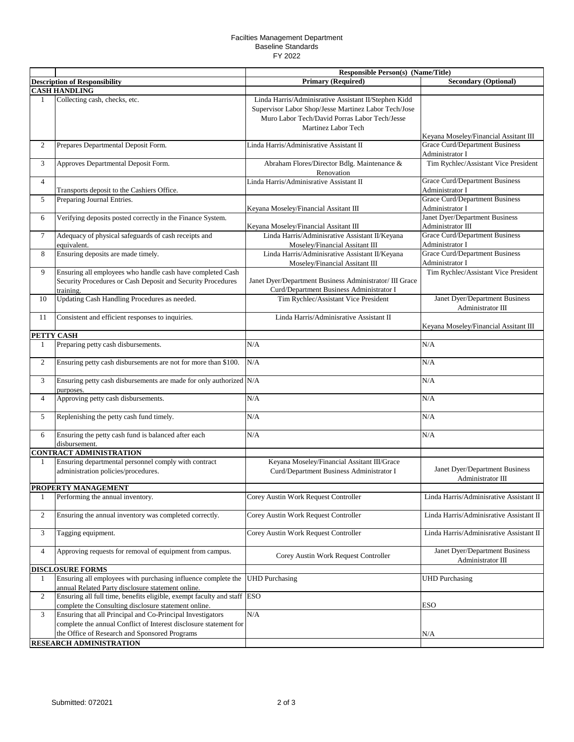Facilties Management Department
Baseline Standards
FY 2022

| | | Responsible Person(s) (Name/Title) | |
|---|---|---|---|
| **Description of Responsibility** | | **Primary (Required)** | **Secondary (Optional)** |
| **CASH HANDLING** | | | |
| 1 | Collecting cash, checks, etc. | Linda Harris/Adminisrative Assistant II/Stephen Kidd Supervisor Labor Shop/Jesse Martinez Labor Tech/Jose Muro Labor Tech/David Porras Labor Tech/Jesse Martinez Labor Tech | Keyana Moseley/Financial Assitant III |
| 2 | Prepares Departmental Deposit Form. | Linda Harris/Adminisrative Assistant II | Grace Curd/Department Business Administrator I |
| 3 | Approves Departmental Deposit Form. | Abraham Flores/Director Bdlg. Maintenance & Renovation | Tim Rychlec/Assistant Vice President |
| 4 | Transports deposit to the Cashiers Office. | Linda Harris/Adminisrative Assistant II | Grace Curd/Department Business Administrator I |
| 5 | Preparing Journal Entries. | Keyana Moseley/Financial Assitant III | Grace Curd/Department Business Administrator I |
| 6 | Verifying deposits posted correctly in the Finance System. | Keyana Moseley/Financial Assitant III | Janet Dyer/Department Business Administrator III |
| 7 | Adequacy of physical safeguards of cash receipts and equivalent. | Linda Harris/Adminisrative Assistant II/Keyana Moseley/Financial Assitant III | Grace Curd/Department Business Administrator I |
| 8 | Ensuring deposits are made timely. | Linda Harris/Adminisrative Assistant II/Keyana Moseley/Financial Assitant III | Grace Curd/Department Business Administrator I |
| 9 | Ensuring all employees who handle cash have completed Cash Security Procedures or Cash Deposit and Security Procedures training. | Janet Dyer/Department Business Administrator/ III Grace Curd/Department Business Administrator I | Tim Rychlec/Assistant Vice President |
| 10 | Updating Cash Handling Procedures as needed. | Tim Rychlec/Assistant Vice President | Janet Dyer/Department Business Administrator III |
| 11 | Consistent and efficient responses to inquiries. | Linda Harris/Adminisrative Assistant II | Keyana Moseley/Financial Assitant III |
| **PETTY CASH** | | | |
| 1 | Preparing petty cash disbursements. | N/A | N/A |
| 2 | Ensuring petty cash disbursements are not for more than $100. | N/A | N/A |
| 3 | Ensuring petty cash disbursements are made for only authorized purposes. | N/A | N/A |
| 4 | Approving petty cash disbursements. | N/A | N/A |
| 5 | Replenishing the petty cash fund timely. | N/A | N/A |
| 6 | Ensuring the petty cash fund is balanced after each disbursement. | N/A | N/A |
| **CONTRACT ADMINISTRATION** | | | |
| 1 | Ensuring departmental personnel comply with contract administration policies/procedures. | Keyana Moseley/Financial Assitant III/Grace Curd/Department Business Administrator I | Janet Dyer/Department Business Administrator III |
| **PROPERTY MANAGEMENT** | | | |
| 1 | Performing the annual inventory. | Corey Austin Work Request Controller | Linda Harris/Adminisrative Assistant II |
| 2 | Ensuring the annual inventory was completed correctly. | Corey Austin Work Request Controller | Linda Harris/Adminisrative Assistant II |
| 3 | Tagging equipment. | Corey Austin Work Request Controller | Linda Harris/Adminisrative Assistant II |
| 4 | Approving requests for removal of equipment from campus. | Corey Austin Work Request Controller | Janet Dyer/Department Business Administrator III |
| **DISCLOSURE FORMS** | | | |
| 1 | Ensuring all employees with purchasing influence complete the annual Related Party disclosure statement online. | UHD Purchasing | UHD Purchasing |
| 2 | Ensuring all full time, benefits eligible, exempt faculty and staff complete the Consulting disclosure statement online. | ESO | ESO |
| 3 | Ensuring that all Principal and Co-Principal Investigators complete the annual Conflict of Interest disclosure statement for the Office of Research and Sponsored Programs | N/A | N/A |
| **RESEARCH ADMINISTRATION** | | | |

Submitted: 072021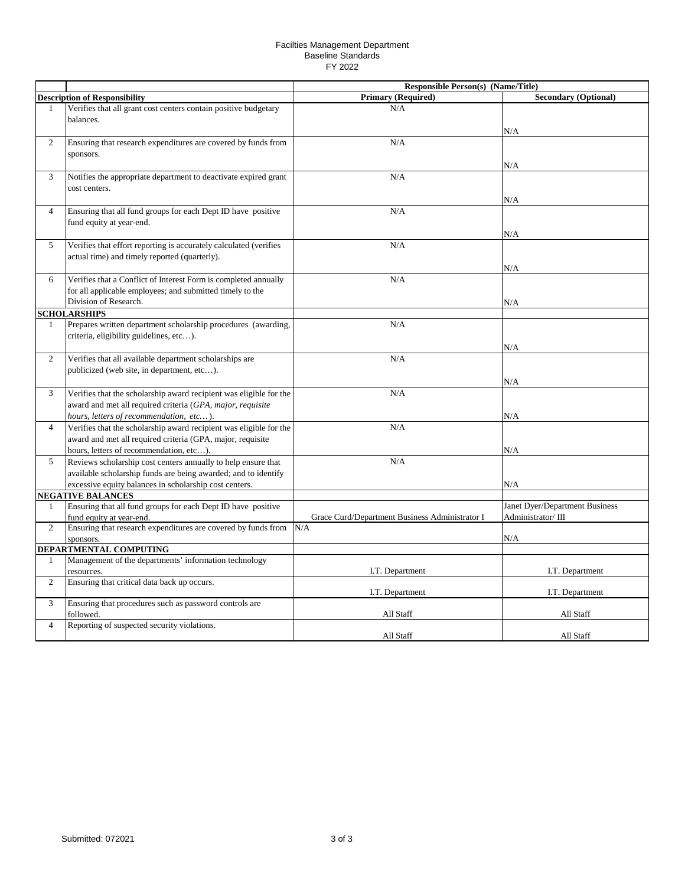Facilties Management Department
Baseline Standards
FY 2022

| | | Responsible Person(s) (Name/Title) | |
|---|---|---|---|
| **Description of Responsibility** | | **Primary (Required)** | **Secondary (Optional)** |
| 1 | Verifies that all grant cost centers contain positive budgetary balances. | N/A | N/A |
| 2 | Ensuring that research expenditures are covered by funds from sponsors. | N/A | N/A |
| 3 | Notifies the appropriate department to deactivate expired grant cost centers. | N/A | N/A |
| 4 | Ensuring that all fund groups for each Dept ID have positive fund equity at year-end. | N/A | N/A |
| 5 | Verifies that effort reporting is accurately calculated (verifies actual time) and timely reported (quarterly). | N/A | N/A |
| 6 | Verifies that a Conflict of Interest Form is completed annually for all applicable employees; and submitted timely to the Division of Research. | N/A | N/A |
| **SCHOLARSHIPS** | | | |
| 1 | Prepares written department scholarship procedures (awarding, criteria, eligibility guidelines, etc…). | N/A | N/A |
| 2 | Verifies that all available department scholarships are publicized (web site, in department, etc…). | N/A | N/A |
| 3 | Verifies that the scholarship award recipient was eligible for the award and met all required criteria (*GPA, major, requisite hours, letters of recommendation, etc…*). | N/A | N/A |
| 4 | Verifies that the scholarship award recipient was eligible for the award and met all required criteria (GPA, major, requisite hours, letters of recommendation, etc…). | N/A | N/A |
| 5 | Reviews scholarship cost centers annually to help ensure that available scholarship funds are being awarded; and to identify excessive equity balances in scholarship cost centers. | N/A | N/A |
| **NEGATIVE BALANCES** | | | |
| 1 | Ensuring that all fund groups for each Dept ID have positive fund equity at year-end. | Grace Curd/Department Business Administrator I | Janet Dyer/Department Business Administrator/ III |
| 2 | Ensuring that research expenditures are covered by funds from sponsors. | N/A | N/A |
| **DEPARTMENTAL COMPUTING** | | | |
| 1 | Management of the departments' information technology resources. | I.T. Department | I.T. Department |
| 2 | Ensuring that critical data back up occurs. | I.T. Department | I.T. Department |
| 3 | Ensuring that procedures such as password controls are followed. | All Staff | All Staff |
| 4 | Reporting of suspected security violations. | All Staff | All Staff |

Submitted: 072021